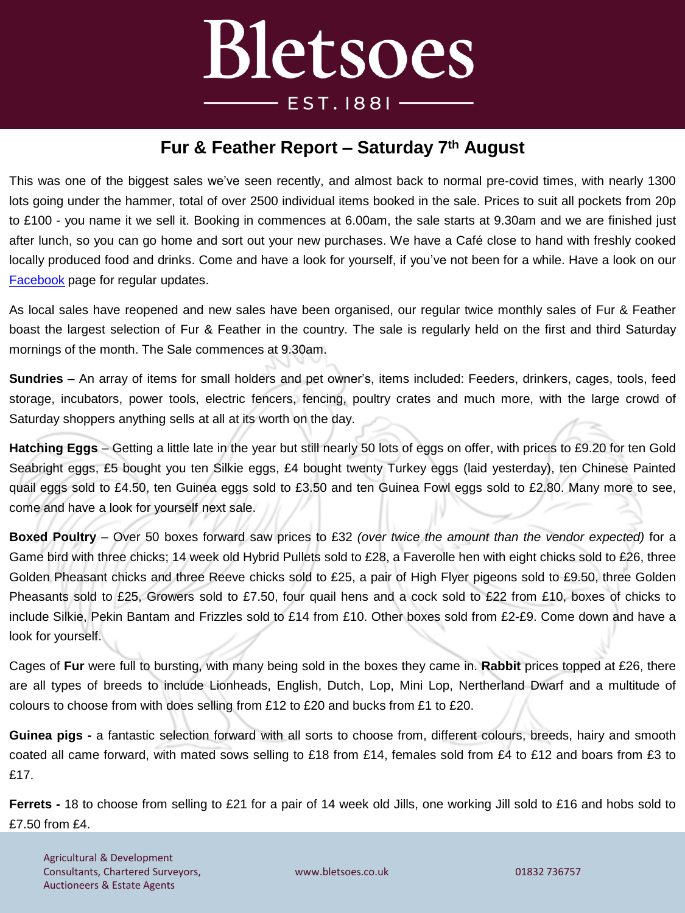# Bletsoes

EST. 1881

## Fur & Feather Report – Saturday 7th August

This was one of the biggest sales we've seen recently, and almost back to normal pre-covid times, with nearly 1300 lots going under the hammer, total of over 2500 individual items booked in the sale. Prices to suit all pockets from 20p to £100 - you name it we sell it. Booking in commences at 6.00am, the sale starts at 9.30am and we are finished just after lunch, so you can go home and sort out your new purchases. We have a Café close to hand with freshly cooked locally produced food and drinks. Come and have a look for yourself, if you've not been for a while. Have a look on our Facebook page for regular updates.

As local sales have reopened and new sales have been organised, our regular twice monthly sales of Fur & Feather boast the largest selection of Fur & Feather in the country. The sale is regularly held on the first and third Saturday mornings of the month. The Sale commences at 9.30am.

**Sundries** – An array of items for small holders and pet owner's, items included: Feeders, drinkers, cages, tools, feed storage, incubators, power tools, electric fencers, fencing, poultry crates and much more, with the large crowd of Saturday shoppers anything sells at all at its worth on the day.

**Hatching Eggs** – Getting a little late in the year but still nearly 50 lots of eggs on offer, with prices to £9.20 for ten Gold Seabright eggs, £5 bought you ten Silkie eggs, £4 bought twenty Turkey eggs (laid yesterday), ten Chinese Painted quail eggs sold to £4.50, ten Guinea eggs sold to £3.50 and ten Guinea Fowl eggs sold to £2.80. Many more to see, come and have a look for yourself next sale.

**Boxed Poultry** – Over 50 boxes forward saw prices to £32 *(over twice the amount than the vendor expected)* for a Game bird with three chicks; 14 week old Hybrid Pullets sold to £28, a Faverolle hen with eight chicks sold to £26, three Golden Pheasant chicks and three Reeve chicks sold to £25, a pair of High Flyer pigeons sold to £9.50, three Golden Pheasants sold to £25, Growers sold to £7.50, four quail hens and a cock sold to £22 from £10, boxes of chicks to include Silkie, Pekin Bantam and Frizzles sold to £14 from £10. Other boxes sold from £2-£9. Come down and have a look for yourself.

Cages of **Fur** were full to bursting, with many being sold in the boxes they came in. **Rabbit** prices topped at £26, there are all types of breeds to include Lionheads, English, Dutch, Lop, Mini Lop, Nertherland Dwarf and a multitude of colours to choose from with does selling from £12 to £20 and bucks from £1 to £20.

**Guinea pigs -** a fantastic selection forward with all sorts to choose from, different colours, breeds, hairy and smooth coated all came forward, with mated sows selling to £18 from £14, females sold from £4 to £12 and boars from £3 to £17.

**Ferrets -** 18 to choose from selling to £21 for a pair of 14 week old Jills, one working Jill sold to £16 and hobs sold to £7.50 from £4.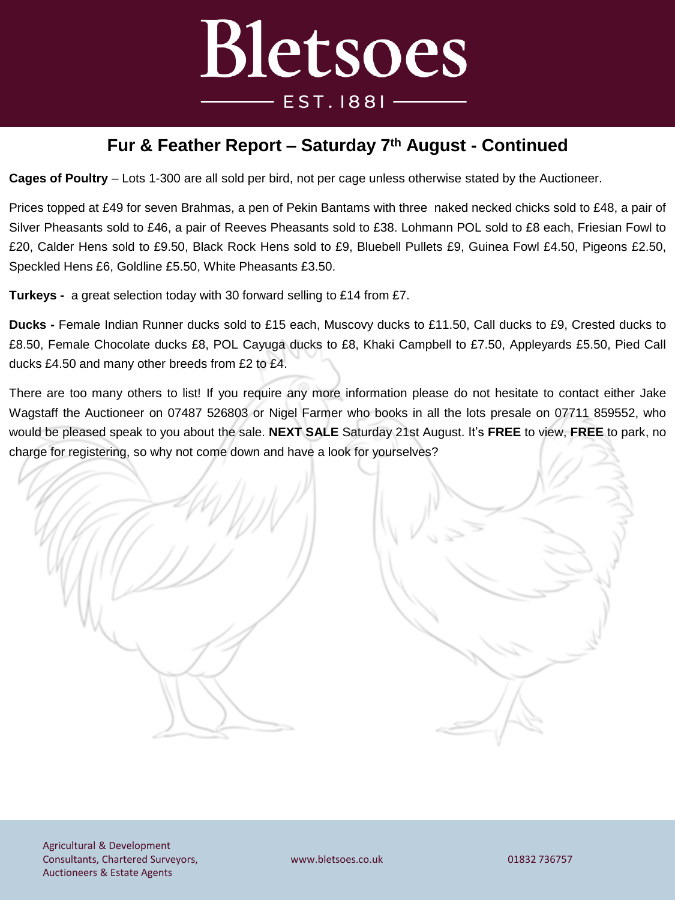# Fur & Feather Report – Saturday 7th August - Continued

**Cages of Poultry** – Lots 1-300 are all sold per bird, not per cage unless otherwise stated by the Auctioneer.

Prices topped at £49 for seven Brahmas, a pen of Pekin Bantams with three naked necked chicks sold to £48, a pair of Silver Pheasants sold to £46, a pair of Reeves Pheasants sold to £38. Lohmann POL sold to £8 each, Friesian Fowl to £20, Calder Hens sold to £9.50, Black Rock Hens sold to £9, Bluebell Pullets £9, Guinea Fowl £4.50, Pigeons £2.50, Speckled Hens £6, Goldline £5.50, White Pheasants £3.50.

**Turkeys -** a great selection today with 30 forward selling to £14 from £7.

**Ducks -** Female Indian Runner ducks sold to £15 each, Muscovy ducks to £11.50, Call ducks to £9, Crested ducks to £8.50, Female Chocolate ducks £8, POL Cayuga ducks to £8, Khaki Campbell to £7.50, Appleyards £5.50, Pied Call ducks £4.50 and many other breeds from £2 to £4.

There are too many others to list! If you require any more information please do not hesitate to contact either Jake Wagstaff the Auctioneer on 07487 526803 or Nigel Farmer who books in all the lots presale on 07711 859552, who would be pleased speak to you about the sale. **NEXT SALE** Saturday 21st August. It's **FREE** to view, **FREE** to park, no charge for registering, so why not come down and have a look for yourselves?